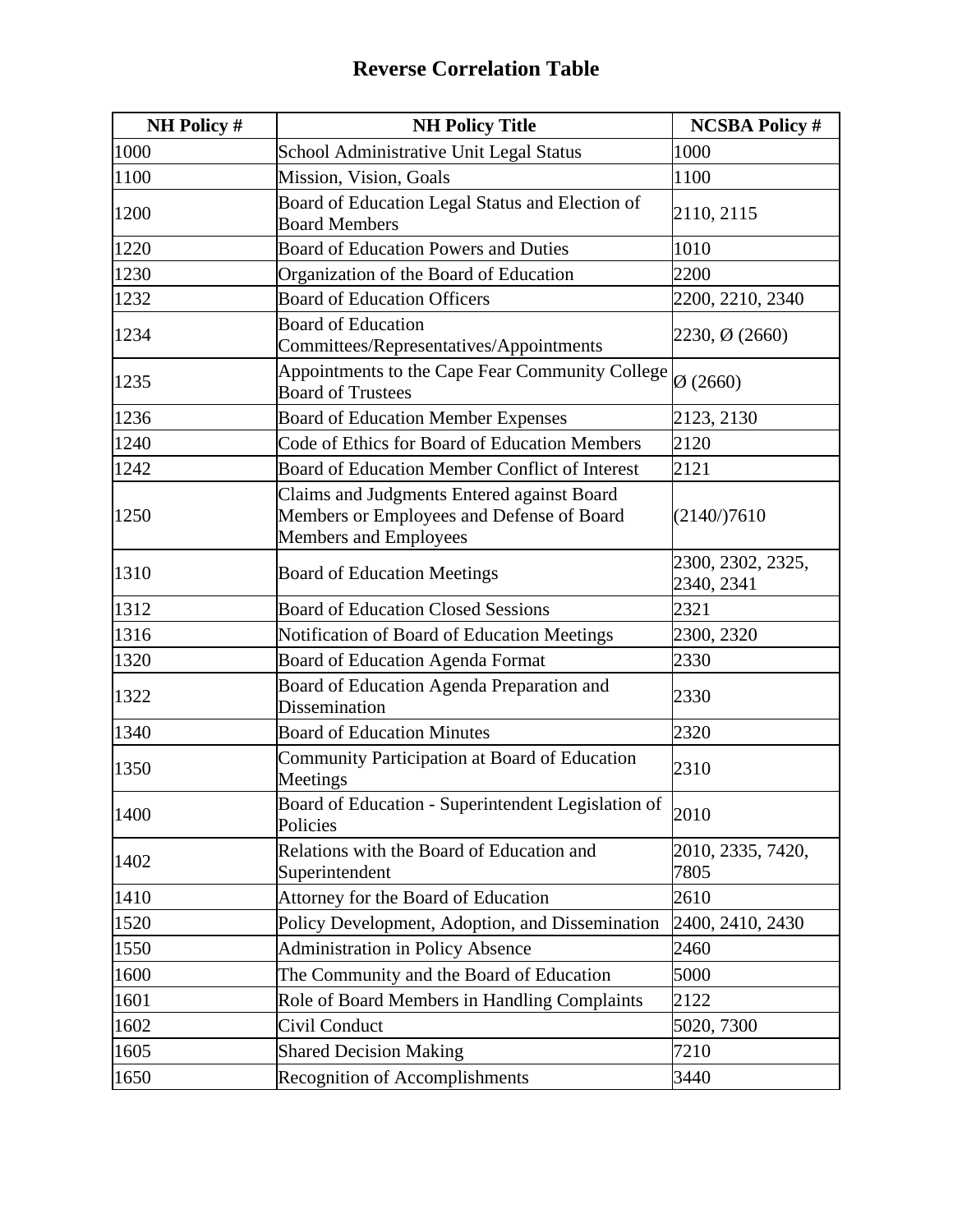# Reverse Correlation Table

| NH Policy # | NH Policy Title | NCSBA Policy # |
|---|---|---|
| 1000 | School Administrative Unit Legal Status | 1000 |
| 1100 | Mission, Vision, Goals | 1100 |
| 1200 | Board of Education Legal Status and Election of Board Members | 2110, 2115 |
| 1220 | Board of Education Powers and Duties | 1010 |
| 1230 | Organization of the Board of Education | 2200 |
| 1232 | Board of Education Officers | 2200, 2210, 2340 |
| 1234 | Board of Education Committees/Representatives/Appointments | 2230, Ø (2660) |
| 1235 | Appointments to the Cape Fear Community College Board of Trustees | Ø (2660) |
| 1236 | Board of Education Member Expenses | 2123, 2130 |
| 1240 | Code of Ethics for Board of Education Members | 2120 |
| 1242 | Board of Education Member Conflict of Interest | 2121 |
| 1250 | Claims and Judgments Entered against Board Members or Employees and Defense of Board Members and Employees | (2140/)7610 |
| 1310 | Board of Education Meetings | 2300, 2302, 2325, 2340, 2341 |
| 1312 | Board of Education Closed Sessions | 2321 |
| 1316 | Notification of Board of Education Meetings | 2300, 2320 |
| 1320 | Board of Education Agenda Format | 2330 |
| 1322 | Board of Education Agenda Preparation and Dissemination | 2330 |
| 1340 | Board of Education Minutes | 2320 |
| 1350 | Community Participation at Board of Education Meetings | 2310 |
| 1400 | Board of Education - Superintendent Legislation of Policies | 2010 |
| 1402 | Relations with the Board of Education and Superintendent | 2010, 2335, 7420, 7805 |
| 1410 | Attorney for the Board of Education | 2610 |
| 1520 | Policy Development, Adoption, and Dissemination | 2400, 2410, 2430 |
| 1550 | Administration in Policy Absence | 2460 |
| 1600 | The Community and the Board of Education | 5000 |
| 1601 | Role of Board Members in Handling Complaints | 2122 |
| 1602 | Civil Conduct | 5020, 7300 |
| 1605 | Shared Decision Making | 7210 |
| 1650 | Recognition of Accomplishments | 3440 |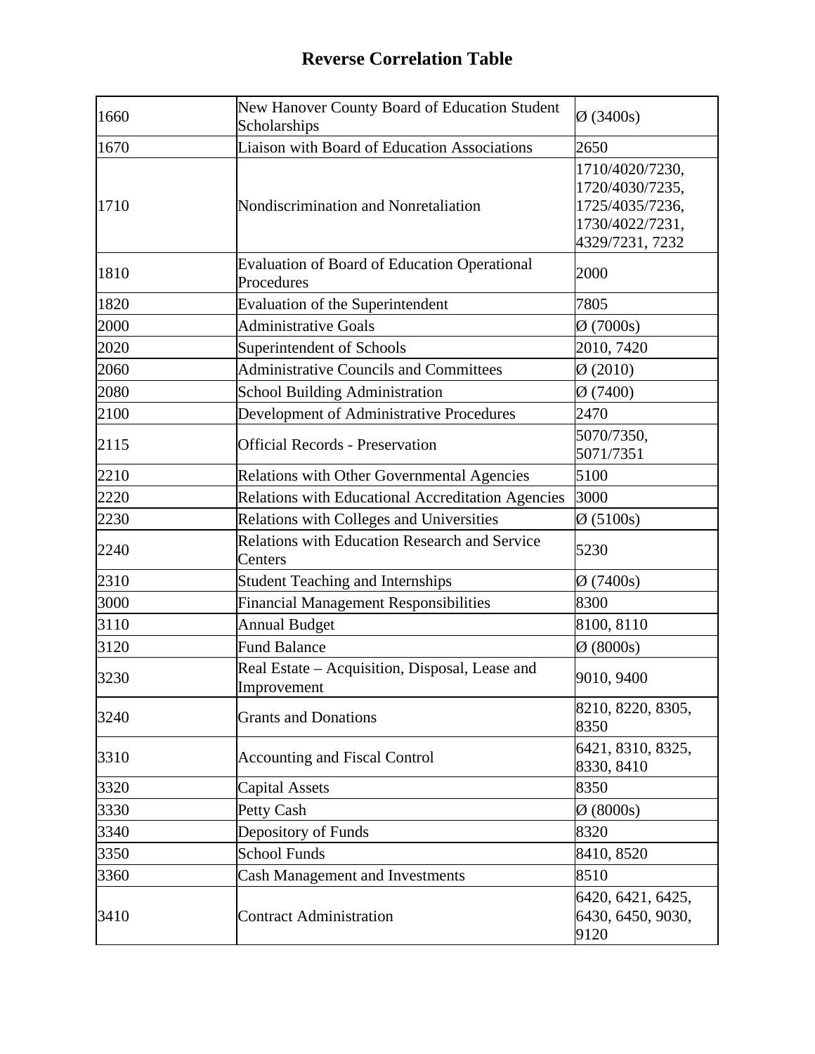# Reverse Correlation Table

| | | |
|---|---|---|
| 1660 | New Hanover County Board of Education Student Scholarships | Ø (3400s) |
| 1670 | Liaison with Board of Education Associations | 2650 |
| 1710 | Nondiscrimination and Nonretaliation | 1710/4020/7230, 1720/4030/7235, 1725/4035/7236, 1730/4022/7231, 4329/7231, 7232 |
| 1810 | Evaluation of Board of Education Operational Procedures | 2000 |
| 1820 | Evaluation of the Superintendent | 7805 |
| 2000 | Administrative Goals | Ø (7000s) |
| 2020 | Superintendent of Schools | 2010, 7420 |
| 2060 | Administrative Councils and Committees | Ø (2010) |
| 2080 | School Building Administration | Ø (7400) |
| 2100 | Development of Administrative Procedures | 2470 |
| 2115 | Official Records - Preservation | 5070/7350, 5071/7351 |
| 2210 | Relations with Other Governmental Agencies | 5100 |
| 2220 | Relations with Educational Accreditation Agencies | 3000 |
| 2230 | Relations with Colleges and Universities | Ø (5100s) |
| 2240 | Relations with Education Research and Service Centers | 5230 |
| 2310 | Student Teaching and Internships | Ø (7400s) |
| 3000 | Financial Management Responsibilities | 8300 |
| 3110 | Annual Budget | 8100, 8110 |
| 3120 | Fund Balance | Ø (8000s) |
| 3230 | Real Estate – Acquisition, Disposal, Lease and Improvement | 9010, 9400 |
| 3240 | Grants and Donations | 8210, 8220, 8305, 8350 |
| 3310 | Accounting and Fiscal Control | 6421, 8310, 8325, 8330, 8410 |
| 3320 | Capital Assets | 8350 |
| 3330 | Petty Cash | Ø (8000s) |
| 3340 | Depository of Funds | 8320 |
| 3350 | School Funds | 8410, 8520 |
| 3360 | Cash Management and Investments | 8510 |
| 3410 | Contract Administration | 6420, 6421, 6425, 6430, 6450, 9030, 9120 |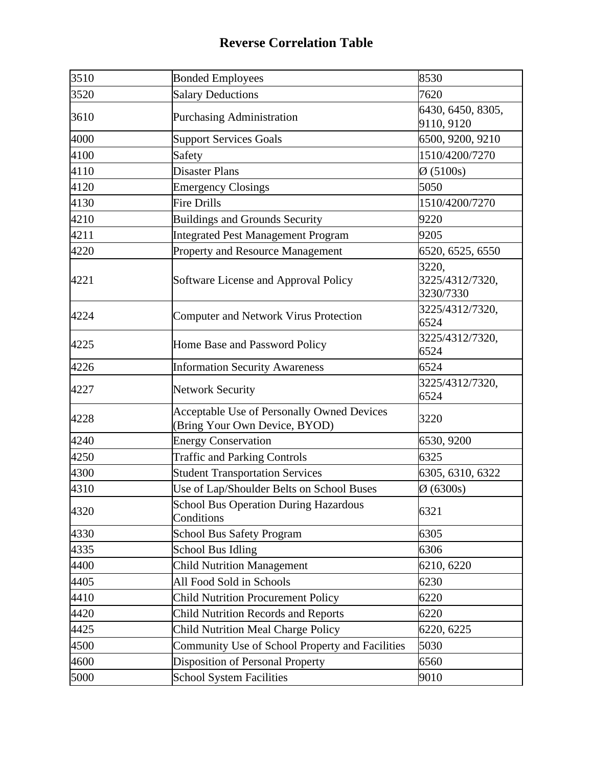# Reverse Correlation Table

| | | |
|---|---|---|
| 3510 | Bonded Employees | 8530 |
| 3520 | Salary Deductions | 7620 |
| 3610 | Purchasing Administration | 6430, 6450, 8305, 9110, 9120 |
| 4000 | Support Services Goals | 6500, 9200, 9210 |
| 4100 | Safety | 1510/4200/7270 |
| 4110 | Disaster Plans | Ø (5100s) |
| 4120 | Emergency Closings | 5050 |
| 4130 | Fire Drills | 1510/4200/7270 |
| 4210 | Buildings and Grounds Security | 9220 |
| 4211 | Integrated Pest Management Program | 9205 |
| 4220 | Property and Resource Management | 6520, 6525, 6550 |
| 4221 | Software License and Approval Policy | 3220, 3225/4312/7320, 3230/7330 |
| 4224 | Computer and Network Virus Protection | 3225/4312/7320, 6524 |
| 4225 | Home Base and Password Policy | 3225/4312/7320, 6524 |
| 4226 | Information Security Awareness | 6524 |
| 4227 | Network Security | 3225/4312/7320, 6524 |
| 4228 | Acceptable Use of Personally Owned Devices (Bring Your Own Device, BYOD) | 3220 |
| 4240 | Energy Conservation | 6530, 9200 |
| 4250 | Traffic and Parking Controls | 6325 |
| 4300 | Student Transportation Services | 6305, 6310, 6322 |
| 4310 | Use of Lap/Shoulder Belts on School Buses | Ø (6300s) |
| 4320 | School Bus Operation During Hazardous Conditions | 6321 |
| 4330 | School Bus Safety Program | 6305 |
| 4335 | School Bus Idling | 6306 |
| 4400 | Child Nutrition Management | 6210, 6220 |
| 4405 | All Food Sold in Schools | 6230 |
| 4410 | Child Nutrition Procurement Policy | 6220 |
| 4420 | Child Nutrition Records and Reports | 6220 |
| 4425 | Child Nutrition Meal Charge Policy | 6220, 6225 |
| 4500 | Community Use of School Property and Facilities | 5030 |
| 4600 | Disposition of Personal Property | 6560 |
| 5000 | School System Facilities | 9010 |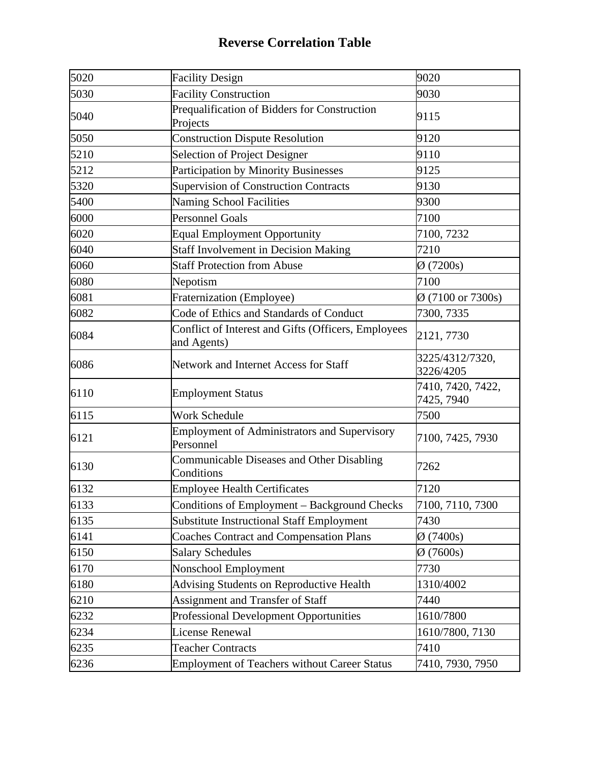# Reverse Correlation Table

| | | |
|---|---|---|
| 5020 | Facility Design | 9020 |
| 5030 | Facility Construction | 9030 |
| 5040 | Prequalification of Bidders for Construction Projects | 9115 |
| 5050 | Construction Dispute Resolution | 9120 |
| 5210 | Selection of Project Designer | 9110 |
| 5212 | Participation by Minority Businesses | 9125 |
| 5320 | Supervision of Construction Contracts | 9130 |
| 5400 | Naming School Facilities | 9300 |
| 6000 | Personnel Goals | 7100 |
| 6020 | Equal Employment Opportunity | 7100, 7232 |
| 6040 | Staff Involvement in Decision Making | 7210 |
| 6060 | Staff Protection from Abuse | Ø (7200s) |
| 6080 | Nepotism | 7100 |
| 6081 | Fraternization (Employee) | Ø (7100 or 7300s) |
| 6082 | Code of Ethics and Standards of Conduct | 7300, 7335 |
| 6084 | Conflict of Interest and Gifts (Officers, Employees and Agents) | 2121, 7730 |
| 6086 | Network and Internet Access for Staff | 3225/4312/7320, 3226/4205 |
| 6110 | Employment Status | 7410, 7420, 7422, 7425, 7940 |
| 6115 | Work Schedule | 7500 |
| 6121 | Employment of Administrators and Supervisory Personnel | 7100, 7425, 7930 |
| 6130 | Communicable Diseases and Other Disabling Conditions | 7262 |
| 6132 | Employee Health Certificates | 7120 |
| 6133 | Conditions of Employment – Background Checks | 7100, 7110, 7300 |
| 6135 | Substitute Instructional Staff Employment | 7430 |
| 6141 | Coaches Contract and Compensation Plans | Ø (7400s) |
| 6150 | Salary Schedules | Ø (7600s) |
| 6170 | Nonschool Employment | 7730 |
| 6180 | Advising Students on Reproductive Health | 1310/4002 |
| 6210 | Assignment and Transfer of Staff | 7440 |
| 6232 | Professional Development Opportunities | 1610/7800 |
| 6234 | License Renewal | 1610/7800, 7130 |
| 6235 | Teacher Contracts | 7410 |
| 6236 | Employment of Teachers without Career Status | 7410, 7930, 7950 |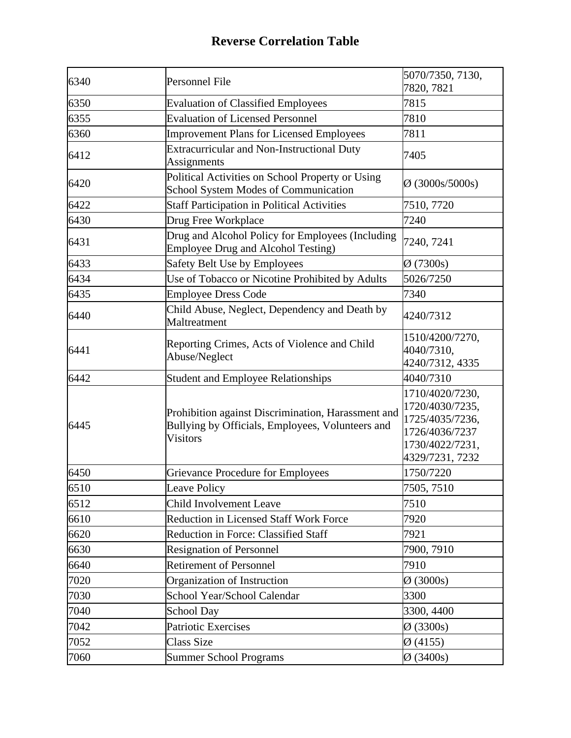# Reverse Correlation Table

| | | |
|---|---|---|
| 6340 | Personnel File | 5070/7350, 7130, 7820, 7821 |
| 6350 | Evaluation of Classified Employees | 7815 |
| 6355 | Evaluation of Licensed Personnel | 7810 |
| 6360 | Improvement Plans for Licensed Employees | 7811 |
| 6412 | Extracurricular and Non-Instructional Duty Assignments | 7405 |
| 6420 | Political Activities on School Property or Using School System Modes of Communication | Ø (3000s/5000s) |
| 6422 | Staff Participation in Political Activities | 7510, 7720 |
| 6430 | Drug Free Workplace | 7240 |
| 6431 | Drug and Alcohol Policy for Employees (Including Employee Drug and Alcohol Testing) | 7240, 7241 |
| 6433 | Safety Belt Use by Employees | Ø (7300s) |
| 6434 | Use of Tobacco or Nicotine Prohibited by Adults | 5026/7250 |
| 6435 | Employee Dress Code | 7340 |
| 6440 | Child Abuse, Neglect, Dependency and Death by Maltreatment | 4240/7312 |
| 6441 | Reporting Crimes, Acts of Violence and Child Abuse/Neglect | 1510/4200/7270, 4040/7310, 4240/7312, 4335 |
| 6442 | Student and Employee Relationships | 4040/7310 |
| 6445 | Prohibition against Discrimination, Harassment and Bullying by Officials, Employees, Volunteers and Visitors | 1710/4020/7230, 1720/4030/7235, 1725/4035/7236, 1726/4036/7237 1730/4022/7231, 4329/7231, 7232 |
| 6450 | Grievance Procedure for Employees | 1750/7220 |
| 6510 | Leave Policy | 7505, 7510 |
| 6512 | Child Involvement Leave | 7510 |
| 6610 | Reduction in Licensed Staff Work Force | 7920 |
| 6620 | Reduction in Force: Classified Staff | 7921 |
| 6630 | Resignation of Personnel | 7900, 7910 |
| 6640 | Retirement of Personnel | 7910 |
| 7020 | Organization of Instruction | Ø (3000s) |
| 7030 | School Year/School Calendar | 3300 |
| 7040 | School Day | 3300, 4400 |
| 7042 | Patriotic Exercises | Ø (3300s) |
| 7052 | Class Size | Ø (4155) |
| 7060 | Summer School Programs | Ø (3400s) |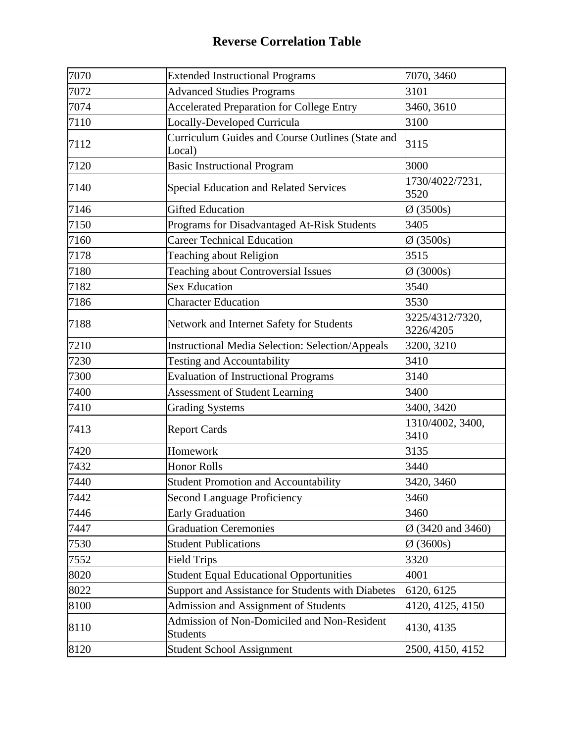# Reverse Correlation Table

| | | |
|---|---|---|
| 7070 | Extended Instructional Programs | 7070, 3460 |
| 7072 | Advanced Studies Programs | 3101 |
| 7074 | Accelerated Preparation for College Entry | 3460, 3610 |
| 7110 | Locally-Developed Curricula | 3100 |
| 7112 | Curriculum Guides and Course Outlines (State and Local) | 3115 |
| 7120 | Basic Instructional Program | 3000 |
| 7140 | Special Education and Related Services | 1730/4022/7231, 3520 |
| 7146 | Gifted Education | Ø (3500s) |
| 7150 | Programs for Disadvantaged At-Risk Students | 3405 |
| 7160 | Career Technical Education | Ø (3500s) |
| 7178 | Teaching about Religion | 3515 |
| 7180 | Teaching about Controversial Issues | Ø (3000s) |
| 7182 | Sex Education | 3540 |
| 7186 | Character Education | 3530 |
| 7188 | Network and Internet Safety for Students | 3225/4312/7320, 3226/4205 |
| 7210 | Instructional Media Selection: Selection/Appeals | 3200, 3210 |
| 7230 | Testing and Accountability | 3410 |
| 7300 | Evaluation of Instructional Programs | 3140 |
| 7400 | Assessment of Student Learning | 3400 |
| 7410 | Grading Systems | 3400, 3420 |
| 7413 | Report Cards | 1310/4002, 3400, 3410 |
| 7420 | Homework | 3135 |
| 7432 | Honor Rolls | 3440 |
| 7440 | Student Promotion and Accountability | 3420, 3460 |
| 7442 | Second Language Proficiency | 3460 |
| 7446 | Early Graduation | 3460 |
| 7447 | Graduation Ceremonies | Ø (3420 and 3460) |
| 7530 | Student Publications | Ø (3600s) |
| 7552 | Field Trips | 3320 |
| 8020 | Student Equal Educational Opportunities | 4001 |
| 8022 | Support and Assistance for Students with Diabetes | 6120, 6125 |
| 8100 | Admission and Assignment of Students | 4120, 4125, 4150 |
| 8110 | Admission of Non-Domiciled and Non-Resident Students | 4130, 4135 |
| 8120 | Student School Assignment | 2500, 4150, 4152 |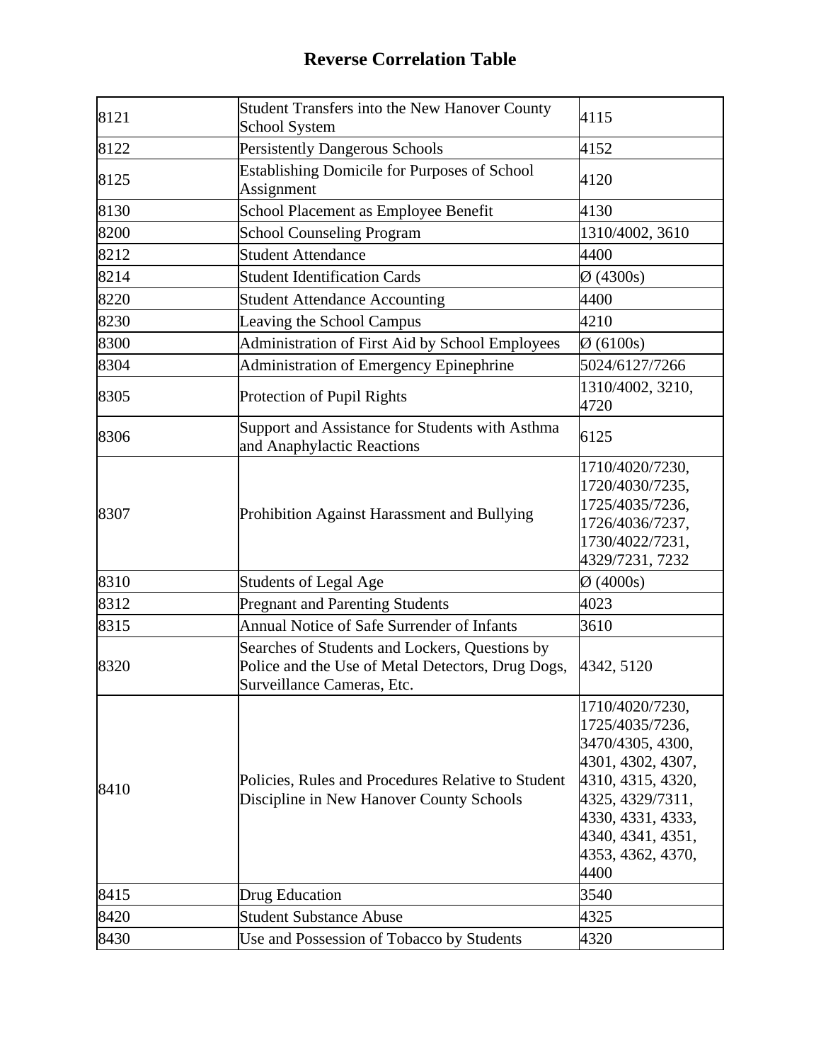# Reverse Correlation Table

| | | |
|---|---|---|
| 8121 | Student Transfers into the New Hanover County School System | 4115 |
| 8122 | Persistently Dangerous Schools | 4152 |
| 8125 | Establishing Domicile for Purposes of School Assignment | 4120 |
| 8130 | School Placement as Employee Benefit | 4130 |
| 8200 | School Counseling Program | 1310/4002, 3610 |
| 8212 | Student Attendance | 4400 |
| 8214 | Student Identification Cards | Ø (4300s) |
| 8220 | Student Attendance Accounting | 4400 |
| 8230 | Leaving the School Campus | 4210 |
| 8300 | Administration of First Aid by School Employees | Ø (6100s) |
| 8304 | Administration of Emergency Epinephrine | 5024/6127/7266 |
| 8305 | Protection of Pupil Rights | 1310/4002, 3210, 4720 |
| 8306 | Support and Assistance for Students with Asthma and Anaphylactic Reactions | 6125 |
| 8307 | Prohibition Against Harassment and Bullying | 1710/4020/7230, 1720/4030/7235, 1725/4035/7236, 1726/4036/7237, 1730/4022/7231, 4329/7231, 7232 |
| 8310 | Students of Legal Age | Ø (4000s) |
| 8312 | Pregnant and Parenting Students | 4023 |
| 8315 | Annual Notice of Safe Surrender of Infants | 3610 |
| 8320 | Searches of Students and Lockers, Questions by Police and the Use of Metal Detectors, Drug Dogs, Surveillance Cameras, Etc. | 4342, 5120 |
| 8410 | Policies, Rules and Procedures Relative to Student Discipline in New Hanover County Schools | 1710/4020/7230, 1725/4035/7236, 3470/4305, 4300, 4301, 4302, 4307, 4310, 4315, 4320, 4325, 4329/7311, 4330, 4331, 4333, 4340, 4341, 4351, 4353, 4362, 4370, 4400 |
| 8415 | Drug Education | 3540 |
| 8420 | Student Substance Abuse | 4325 |
| 8430 | Use and Possession of Tobacco by Students | 4320 |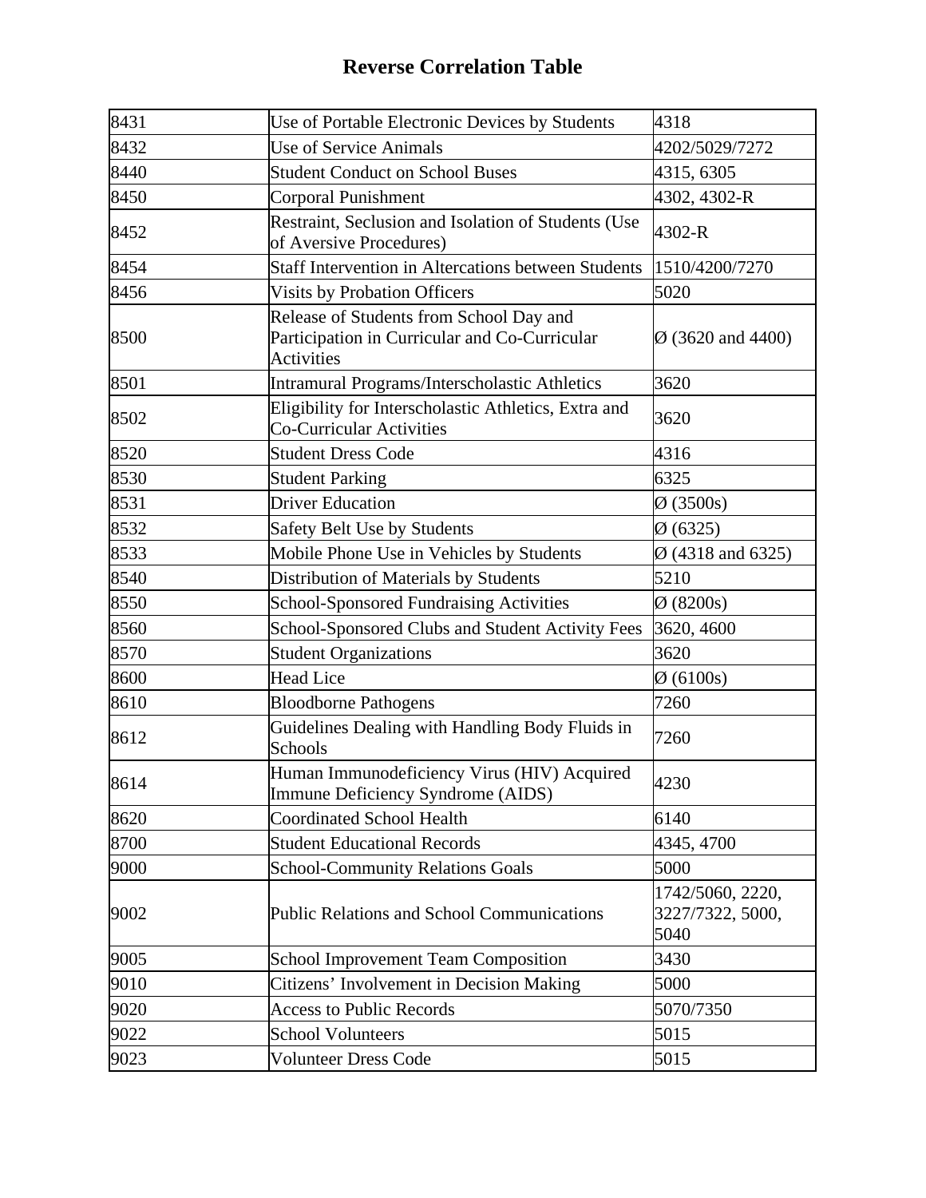# Reverse Correlation Table

| | | |
|---|---|---|
| 8431 | Use of Portable Electronic Devices by Students | 4318 |
| 8432 | Use of Service Animals | 4202/5029/7272 |
| 8440 | Student Conduct on School Buses | 4315, 6305 |
| 8450 | Corporal Punishment | 4302, 4302-R |
| 8452 | Restraint, Seclusion and Isolation of Students (Use of Aversive Procedures) | 4302-R |
| 8454 | Staff Intervention in Altercations between Students | 1510/4200/7270 |
| 8456 | Visits by Probation Officers | 5020 |
| 8500 | Release of Students from School Day and Participation in Curricular and Co-Curricular Activities | Ø (3620 and 4400) |
| 8501 | Intramural Programs/Interscholastic Athletics | 3620 |
| 8502 | Eligibility for Interscholastic Athletics, Extra and Co-Curricular Activities | 3620 |
| 8520 | Student Dress Code | 4316 |
| 8530 | Student Parking | 6325 |
| 8531 | Driver Education | Ø (3500s) |
| 8532 | Safety Belt Use by Students | Ø (6325) |
| 8533 | Mobile Phone Use in Vehicles by Students | Ø (4318 and 6325) |
| 8540 | Distribution of Materials by Students | 5210 |
| 8550 | School-Sponsored Fundraising Activities | Ø (8200s) |
| 8560 | School-Sponsored Clubs and Student Activity Fees | 3620, 4600 |
| 8570 | Student Organizations | 3620 |
| 8600 | Head Lice | Ø (6100s) |
| 8610 | Bloodborne Pathogens | 7260 |
| 8612 | Guidelines Dealing with Handling Body Fluids in Schools | 7260 |
| 8614 | Human Immunodeficiency Virus (HIV) Acquired Immune Deficiency Syndrome (AIDS) | 4230 |
| 8620 | Coordinated School Health | 6140 |
| 8700 | Student Educational Records | 4345, 4700 |
| 9000 | School-Community Relations Goals | 5000 |
| 9002 | Public Relations and School Communications | 1742/5060, 2220, 3227/7322, 5000, 5040 |
| 9005 | School Improvement Team Composition | 3430 |
| 9010 | Citizens' Involvement in Decision Making | 5000 |
| 9020 | Access to Public Records | 5070/7350 |
| 9022 | School Volunteers | 5015 |
| 9023 | Volunteer Dress Code | 5015 |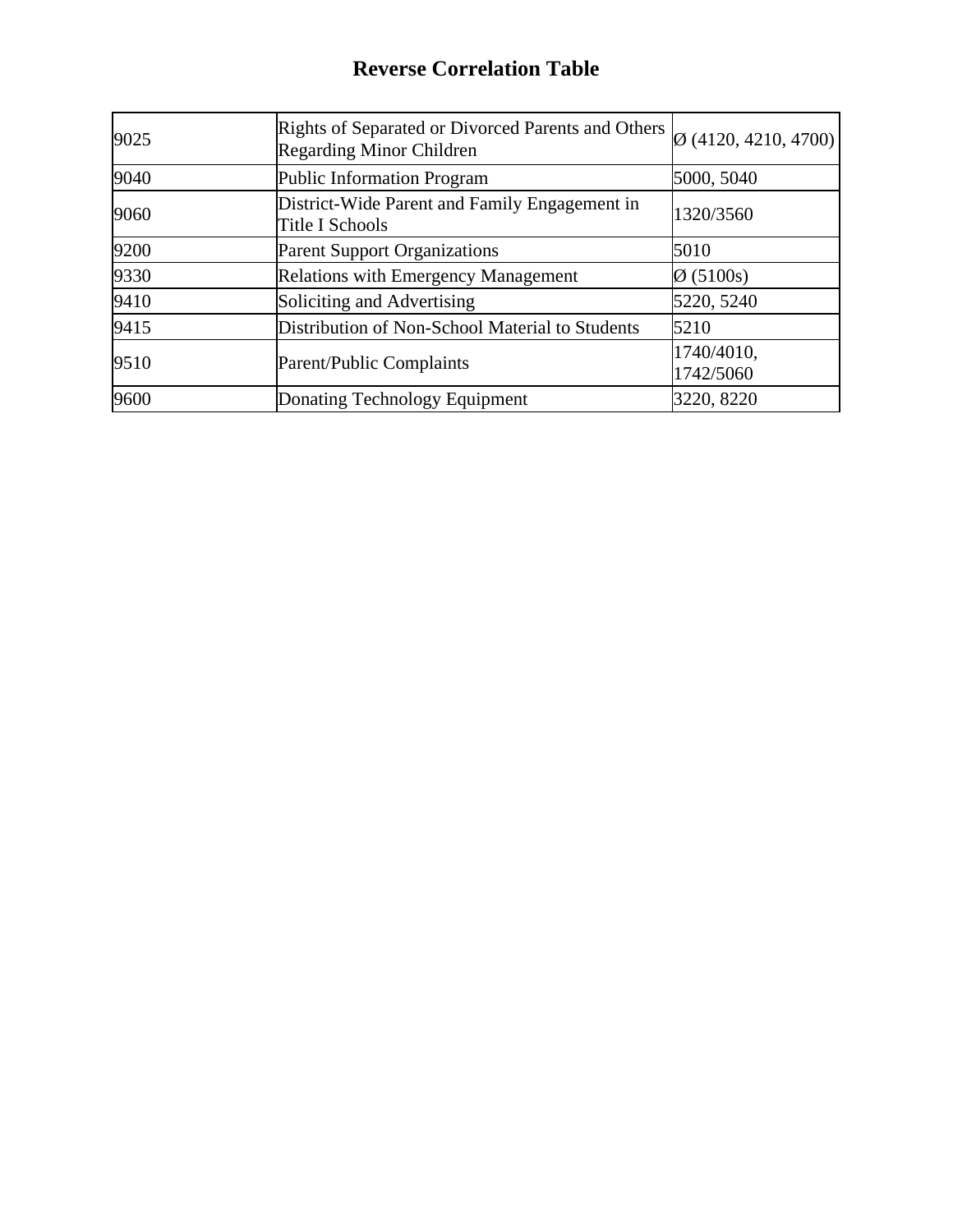# Reverse Correlation Table

| | | |
|---|---|---|
| 9025 | Rights of Separated or Divorced Parents and Others Regarding Minor Children | Ø (4120, 4210, 4700) |
| 9040 | Public Information Program | 5000, 5040 |
| 9060 | District-Wide Parent and Family Engagement in Title I Schools | 1320/3560 |
| 9200 | Parent Support Organizations | 5010 |
| 9330 | Relations with Emergency Management | Ø (5100s) |
| 9410 | Soliciting and Advertising | 5220, 5240 |
| 9415 | Distribution of Non-School Material to Students | 5210 |
| 9510 | Parent/Public Complaints | 1740/4010, 1742/5060 |
| 9600 | Donating Technology Equipment | 3220, 8220 |